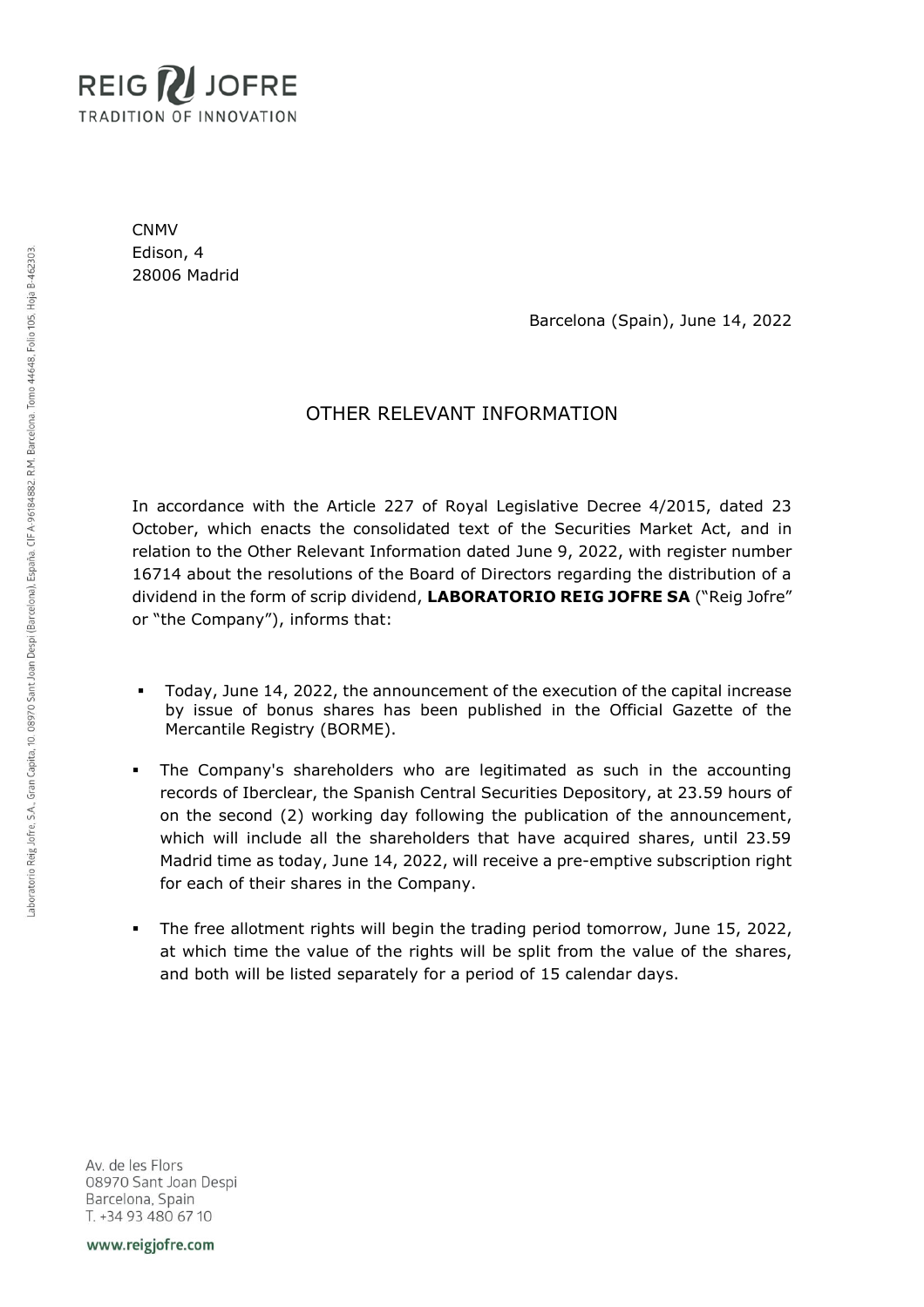REIG JOFRE
TRADITION OF INNOVATION

CNMV
Edison, 4
28006 Madrid

Barcelona (Spain), June 14, 2022

# OTHER RELEVANT INFORMATION

In accordance with the Article 227 of Royal Legislative Decree 4/2015, dated 23 October, which enacts the consolidated text of the Securities Market Act, and in relation to the Other Relevant Information dated June 9, 2022, with register number 16714 about the resolutions of the Board of Directors regarding the distribution of a dividend in the form of scrip dividend, **LABORATORIO REIG JOFRE SA** ("Reig Jofre" or "the Company"), informs that:

- Today, June 14, 2022, the announcement of the execution of the capital increase by issue of bonus shares has been published in the Official Gazette of the Mercantile Registry (BORME).
- The Company's shareholders who are legitimated as such in the accounting records of Iberclear, the Spanish Central Securities Depository, at 23.59 hours of on the second (2) working day following the publication of the announcement, which will include all the shareholders that have acquired shares, until 23.59 Madrid time as today, June 14, 2022, will receive a pre-emptive subscription right for each of their shares in the Company.
- The free allotment rights will begin the trading period tomorrow, June 15, 2022, at which time the value of the rights will be split from the value of the shares, and both will be listed separately for a period of 15 calendar days.

Av. de les Flors
08970 Sant Joan Despi
Barcelona, Spain
T. +34 93 480 67 10

www.reigjofre.com

Laboratorio Reig Jofre, S.A., Gran Capita, 10. 08970 Sant Joan Despi (Barcelona), España. CIF A-96184882. R.M. Barcelona. Tomo 44648, Folio 105, Hoja B-462303.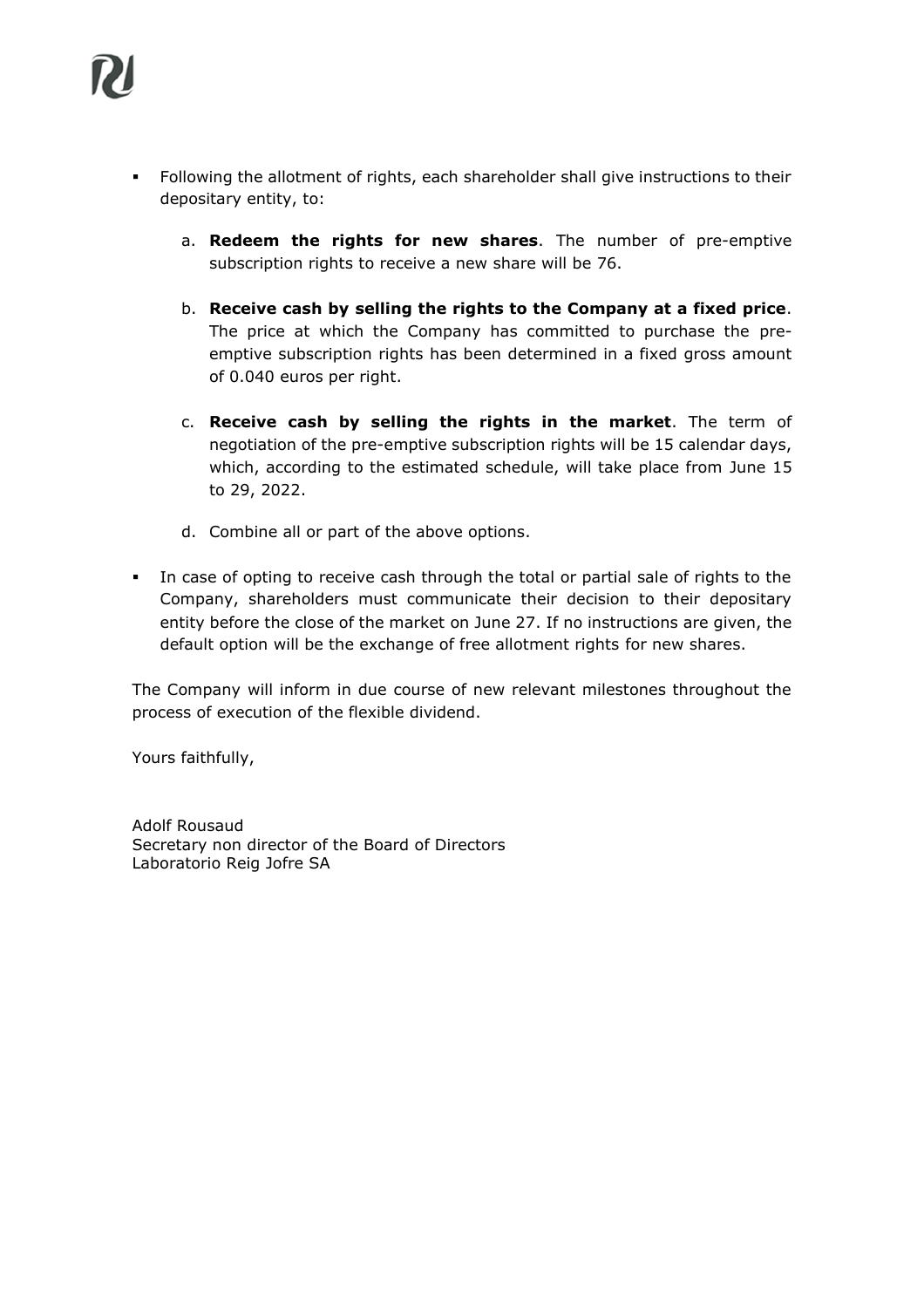- Following the allotment of rights, each shareholder shall give instructions to their depositary entity, to:

  a. **Redeem the rights for new shares**. The number of pre-emptive subscription rights to receive a new share will be 76.

  b. **Receive cash by selling the rights to the Company at a fixed price**. The price at which the Company has committed to purchase the pre-emptive subscription rights has been determined in a fixed gross amount of 0.040 euros per right.

  c. **Receive cash by selling the rights in the market**. The term of negotiation of the pre-emptive subscription rights will be 15 calendar days, which, according to the estimated schedule, will take place from June 15 to 29, 2022.

  d. Combine all or part of the above options.

- In case of opting to receive cash through the total or partial sale of rights to the Company, shareholders must communicate their decision to their depositary entity before the close of the market on June 27. If no instructions are given, the default option will be the exchange of free allotment rights for new shares.

The Company will inform in due course of new relevant milestones throughout the process of execution of the flexible dividend.

Yours faithfully,

Adolf Rousaud
Secretary non director of the Board of Directors
Laboratorio Reig Jofre SA